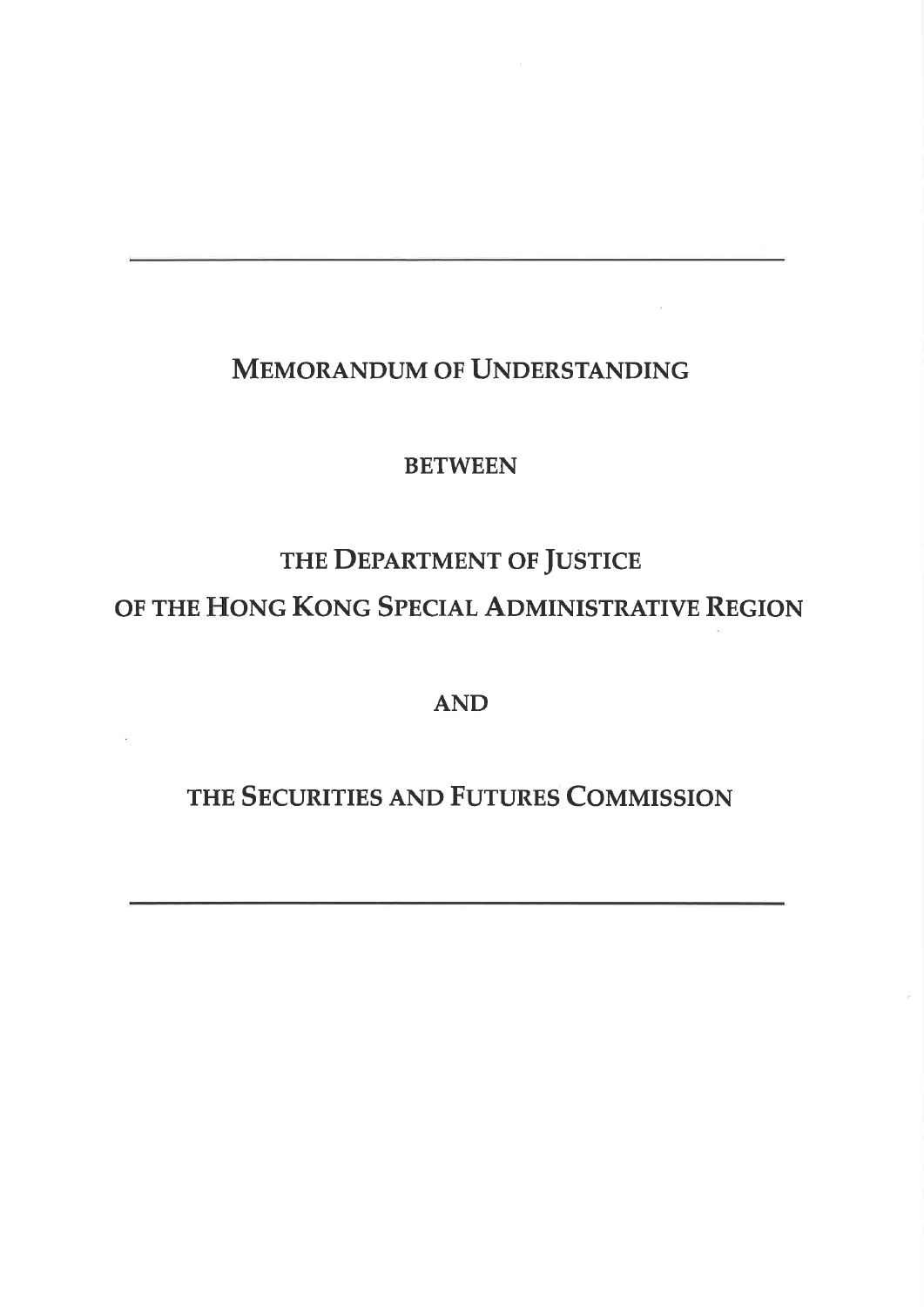---

# MEMORANDUM OF UNDERSTANDING

BETWEEN

THE DEPARTMENT OF JUSTICE
OF THE HONG KONG SPECIAL ADMINISTRATIVE REGION

AND

THE SECURITIES AND FUTURES COMMISSION

---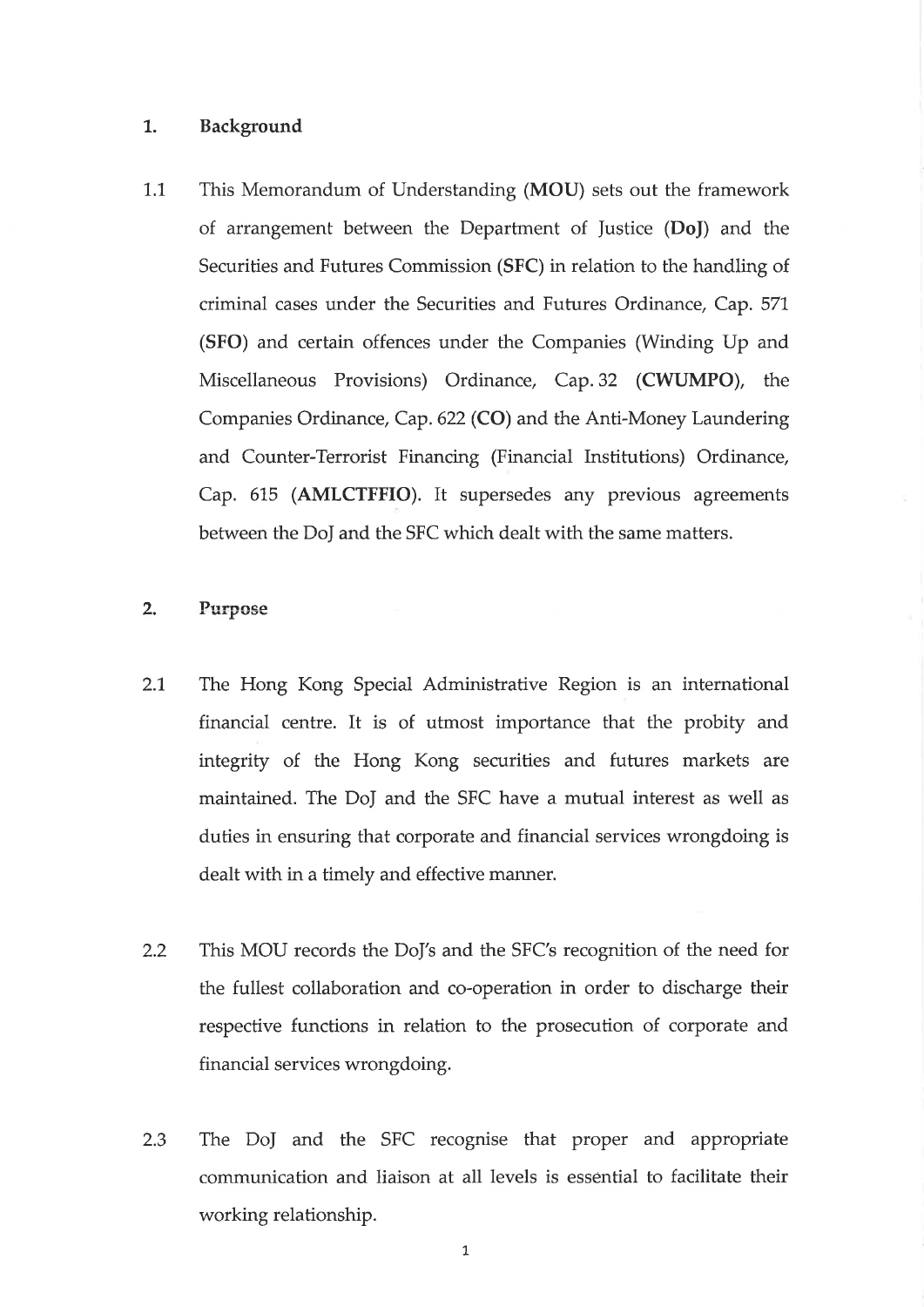## 1. Background

1.1 This Memorandum of Understanding (**MOU**) sets out the framework of arrangement between the Department of Justice (**DoJ**) and the Securities and Futures Commission (**SFC**) in relation to the handling of criminal cases under the Securities and Futures Ordinance, Cap. 571 (**SFO**) and certain offences under the Companies (Winding Up and Miscellaneous Provisions) Ordinance, Cap. 32 (**CWUMPO**), the Companies Ordinance, Cap. 622 (**CO**) and the Anti-Money Laundering and Counter-Terrorist Financing (Financial Institutions) Ordinance, Cap. 615 (**AMLCTFFIO**). It supersedes any previous agreements between the DoJ and the SFC which dealt with the same matters.

## 2. Purpose

2.1 The Hong Kong Special Administrative Region is an international financial centre. It is of utmost importance that the probity and integrity of the Hong Kong securities and futures markets are maintained. The DoJ and the SFC have a mutual interest as well as duties in ensuring that corporate and financial services wrongdoing is dealt with in a timely and effective manner.

2.2 This MOU records the DoJ's and the SFC's recognition of the need for the fullest collaboration and co-operation in order to discharge their respective functions in relation to the prosecution of corporate and financial services wrongdoing.

2.3 The DoJ and the SFC recognise that proper and appropriate communication and liaison at all levels is essential to facilitate their working relationship.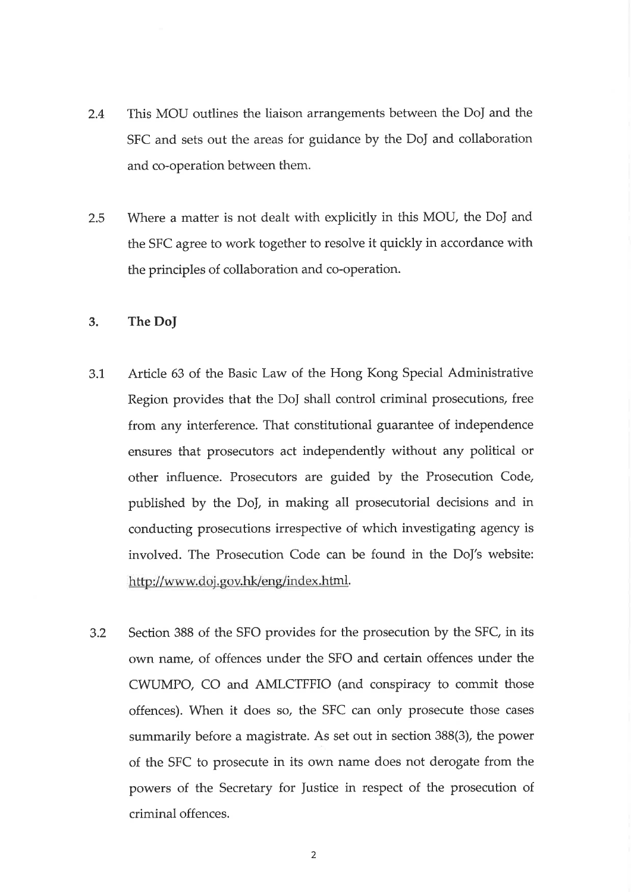2.4 This MOU outlines the liaison arrangements between the DoJ and the SFC and sets out the areas for guidance by the DoJ and collaboration and co-operation between them.

2.5 Where a matter is not dealt with explicitly in this MOU, the DoJ and the SFC agree to work together to resolve it quickly in accordance with the principles of collaboration and co-operation.

## 3. The DoJ

3.1 Article 63 of the Basic Law of the Hong Kong Special Administrative Region provides that the DoJ shall control criminal prosecutions, free from any interference. That constitutional guarantee of independence ensures that prosecutors act independently without any political or other influence. Prosecutors are guided by the Prosecution Code, published by the DoJ, in making all prosecutorial decisions and in conducting prosecutions irrespective of which investigating agency is involved. The Prosecution Code can be found in the DoJ's website: http://www.doj.gov.hk/eng/index.html.

3.2 Section 388 of the SFO provides for the prosecution by the SFC, in its own name, of offences under the SFO and certain offences under the CWUMPO, CO and AMLCTFFIO (and conspiracy to commit those offences). When it does so, the SFC can only prosecute those cases summarily before a magistrate. As set out in section 388(3), the power of the SFC to prosecute in its own name does not derogate from the powers of the Secretary for Justice in respect of the prosecution of criminal offences.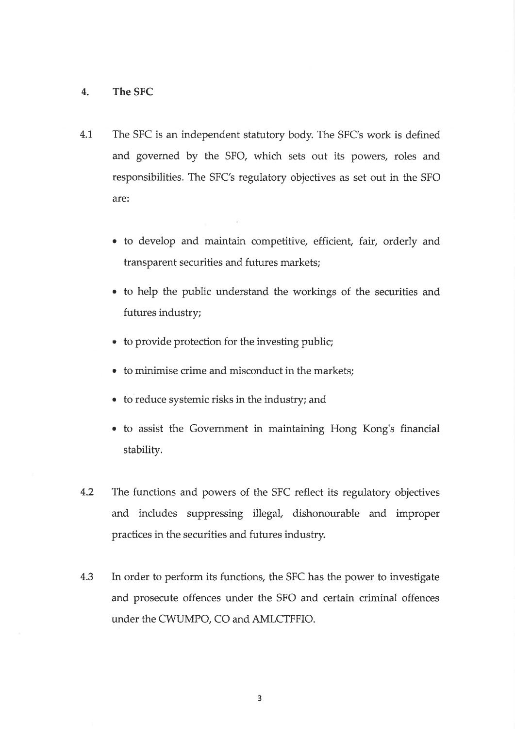## 4. The SFC

4.1 The SFC is an independent statutory body. The SFC's work is defined and governed by the SFO, which sets out its powers, roles and responsibilities. The SFC's regulatory objectives as set out in the SFO are:

- to develop and maintain competitive, efficient, fair, orderly and transparent securities and futures markets;
- to help the public understand the workings of the securities and futures industry;
- to provide protection for the investing public;
- to minimise crime and misconduct in the markets;
- to reduce systemic risks in the industry; and
- to assist the Government in maintaining Hong Kong's financial stability.

4.2 The functions and powers of the SFC reflect its regulatory objectives and includes suppressing illegal, dishonourable and improper practices in the securities and futures industry.

4.3 In order to perform its functions, the SFC has the power to investigate and prosecute offences under the SFO and certain criminal offences under the CWUMPO, CO and AMLCTFFIO.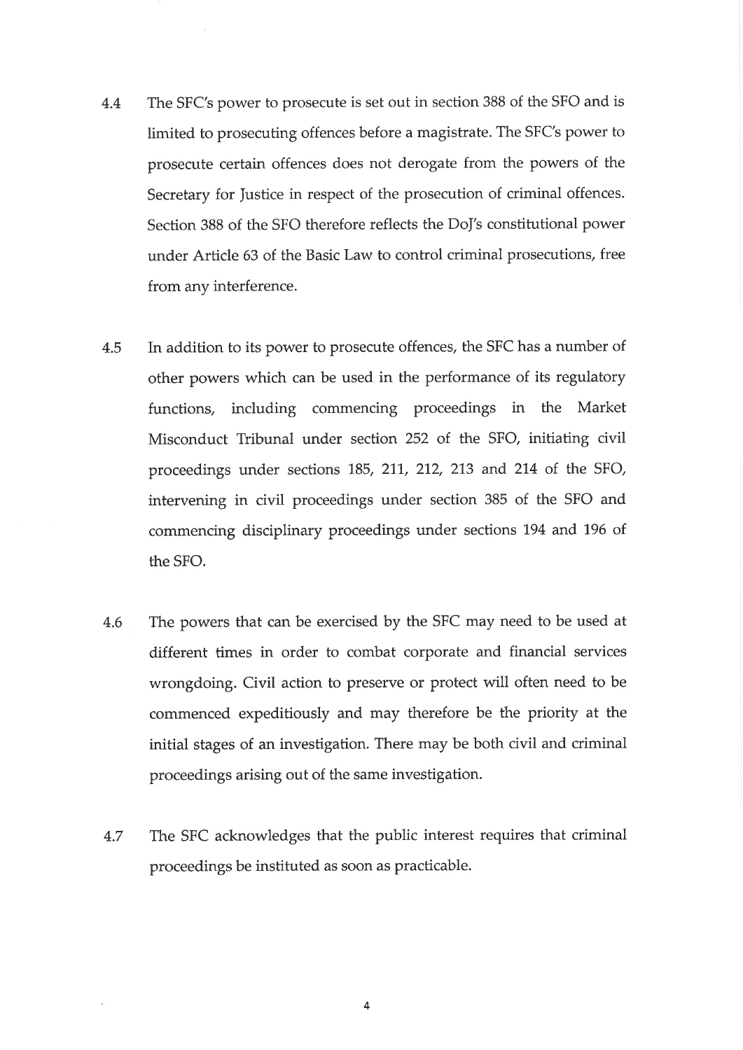4.4 The SFC's power to prosecute is set out in section 388 of the SFO and is limited to prosecuting offences before a magistrate. The SFC's power to prosecute certain offences does not derogate from the powers of the Secretary for Justice in respect of the prosecution of criminal offences. Section 388 of the SFO therefore reflects the DoJ's constitutional power under Article 63 of the Basic Law to control criminal prosecutions, free from any interference.

4.5 In addition to its power to prosecute offences, the SFC has a number of other powers which can be used in the performance of its regulatory functions, including commencing proceedings in the Market Misconduct Tribunal under section 252 of the SFO, initiating civil proceedings under sections 185, 211, 212, 213 and 214 of the SFO, intervening in civil proceedings under section 385 of the SFO and commencing disciplinary proceedings under sections 194 and 196 of the SFO.

4.6 The powers that can be exercised by the SFC may need to be used at different times in order to combat corporate and financial services wrongdoing. Civil action to preserve or protect will often need to be commenced expeditiously and may therefore be the priority at the initial stages of an investigation. There may be both civil and criminal proceedings arising out of the same investigation.

4.7 The SFC acknowledges that the public interest requires that criminal proceedings be instituted as soon as practicable.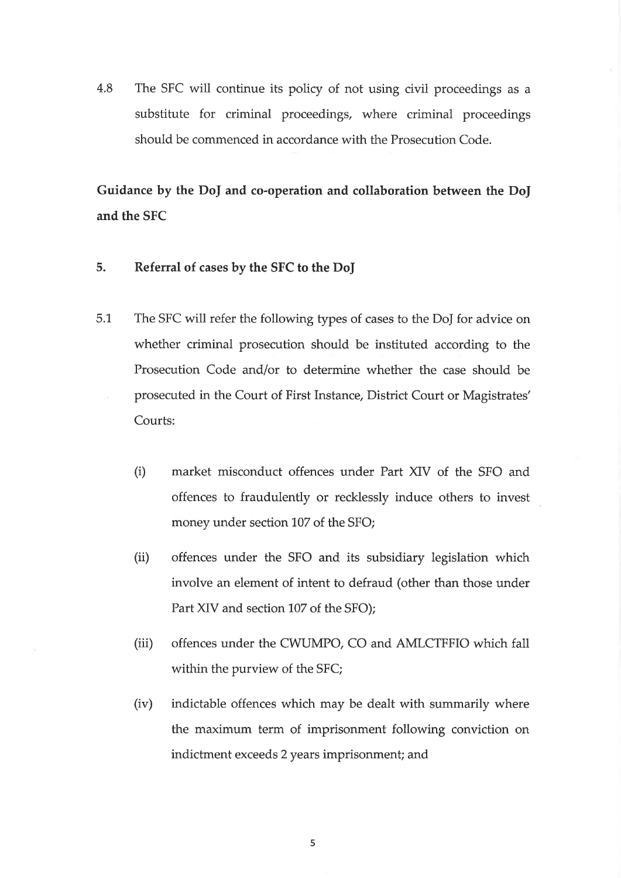4.8 The SFC will continue its policy of not using civil proceedings as a substitute for criminal proceedings, where criminal proceedings should be commenced in accordance with the Prosecution Code.

## Guidance by the DoJ and co-operation and collaboration between the DoJ and the SFC

### 5. Referral of cases by the SFC to the DoJ

5.1 The SFC will refer the following types of cases to the DoJ for advice on whether criminal prosecution should be instituted according to the Prosecution Code and/or to determine whether the case should be prosecuted in the Court of First Instance, District Court or Magistrates' Courts:

(i) market misconduct offences under Part XIV of the SFO and offences to fraudulently or recklessly induce others to invest money under section 107 of the SFO;

(ii) offences under the SFO and its subsidiary legislation which involve an element of intent to defraud (other than those under Part XIV and section 107 of the SFO);

(iii) offences under the CWUMPO, CO and AMLCTFFIO which fall within the purview of the SFC;

(iv) indictable offences which may be dealt with summarily where the maximum term of imprisonment following conviction on indictment exceeds 2 years imprisonment; and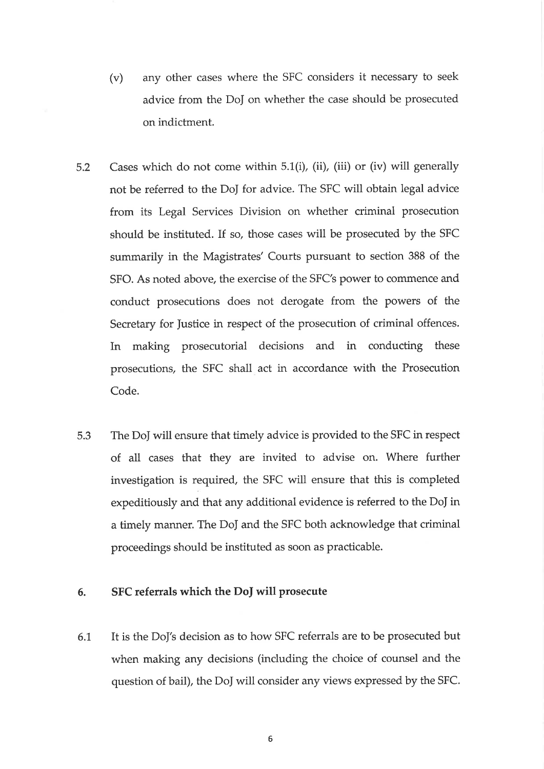(v) any other cases where the SFC considers it necessary to seek advice from the DoJ on whether the case should be prosecuted on indictment.

5.2 Cases which do not come within 5.1(i), (ii), (iii) or (iv) will generally not be referred to the DoJ for advice. The SFC will obtain legal advice from its Legal Services Division on whether criminal prosecution should be instituted. If so, those cases will be prosecuted by the SFC summarily in the Magistrates' Courts pursuant to section 388 of the SFO. As noted above, the exercise of the SFC's power to commence and conduct prosecutions does not derogate from the powers of the Secretary for Justice in respect of the prosecution of criminal offences. In making prosecutorial decisions and in conducting these prosecutions, the SFC shall act in accordance with the Prosecution Code.

5.3 The DoJ will ensure that timely advice is provided to the SFC in respect of all cases that they are invited to advise on. Where further investigation is required, the SFC will ensure that this is completed expeditiously and that any additional evidence is referred to the DoJ in a timely manner. The DoJ and the SFC both acknowledge that criminal proceedings should be instituted as soon as practicable.

## 6. SFC referrals which the DoJ will prosecute

6.1 It is the DoJ's decision as to how SFC referrals are to be prosecuted but when making any decisions (including the choice of counsel and the question of bail), the DoJ will consider any views expressed by the SFC.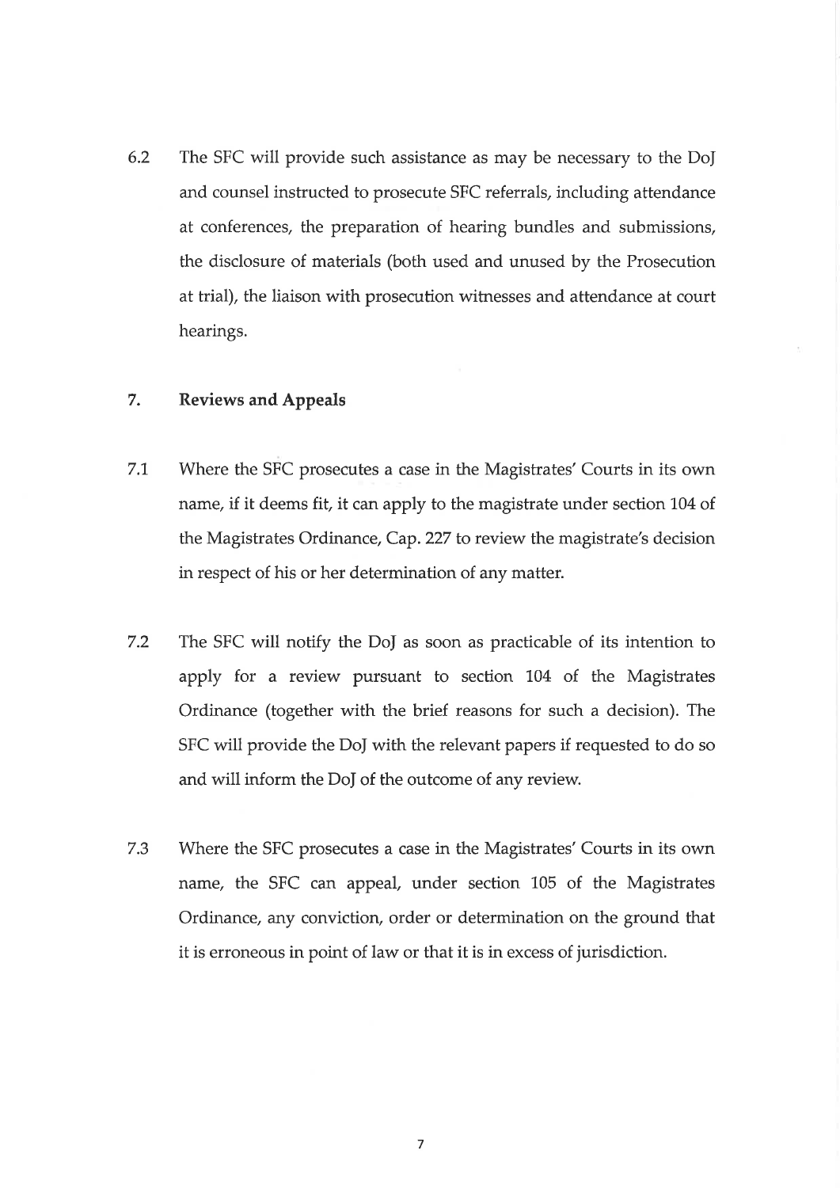6.2 The SFC will provide such assistance as may be necessary to the DoJ and counsel instructed to prosecute SFC referrals, including attendance at conferences, the preparation of hearing bundles and submissions, the disclosure of materials (both used and unused by the Prosecution at trial), the liaison with prosecution witnesses and attendance at court hearings.

## 7. Reviews and Appeals

7.1 Where the SFC prosecutes a case in the Magistrates' Courts in its own name, if it deems fit, it can apply to the magistrate under section 104 of the Magistrates Ordinance, Cap. 227 to review the magistrate's decision in respect of his or her determination of any matter.

7.2 The SFC will notify the DoJ as soon as practicable of its intention to apply for a review pursuant to section 104 of the Magistrates Ordinance (together with the brief reasons for such a decision). The SFC will provide the DoJ with the relevant papers if requested to do so and will inform the DoJ of the outcome of any review.

7.3 Where the SFC prosecutes a case in the Magistrates' Courts in its own name, the SFC can appeal, under section 105 of the Magistrates Ordinance, any conviction, order or determination on the ground that it is erroneous in point of law or that it is in excess of jurisdiction.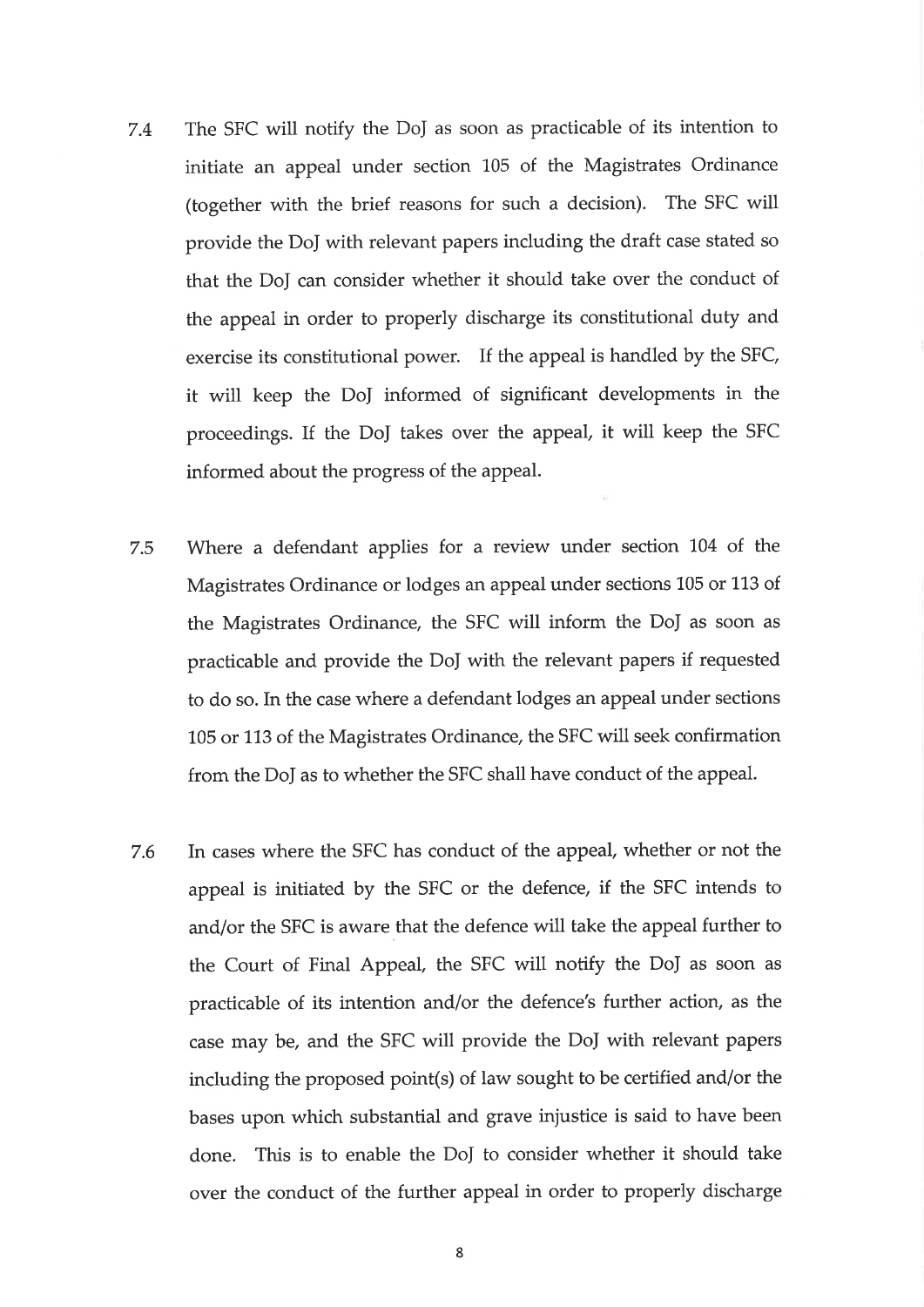7.4 The SFC will notify the DoJ as soon as practicable of its intention to initiate an appeal under section 105 of the Magistrates Ordinance (together with the brief reasons for such a decision). The SFC will provide the DoJ with relevant papers including the draft case stated so that the DoJ can consider whether it should take over the conduct of the appeal in order to properly discharge its constitutional duty and exercise its constitutional power. If the appeal is handled by the SFC, it will keep the DoJ informed of significant developments in the proceedings. If the DoJ takes over the appeal, it will keep the SFC informed about the progress of the appeal.

7.5 Where a defendant applies for a review under section 104 of the Magistrates Ordinance or lodges an appeal under sections 105 or 113 of the Magistrates Ordinance, the SFC will inform the DoJ as soon as practicable and provide the DoJ with the relevant papers if requested to do so. In the case where a defendant lodges an appeal under sections 105 or 113 of the Magistrates Ordinance, the SFC will seek confirmation from the DoJ as to whether the SFC shall have conduct of the appeal.

7.6 In cases where the SFC has conduct of the appeal, whether or not the appeal is initiated by the SFC or the defence, if the SFC intends to and/or the SFC is aware that the defence will take the appeal further to the Court of Final Appeal, the SFC will notify the DoJ as soon as practicable of its intention and/or the defence's further action, as the case may be, and the SFC will provide the DoJ with relevant papers including the proposed point(s) of law sought to be certified and/or the bases upon which substantial and grave injustice is said to have been done. This is to enable the DoJ to consider whether it should take over the conduct of the further appeal in order to properly discharge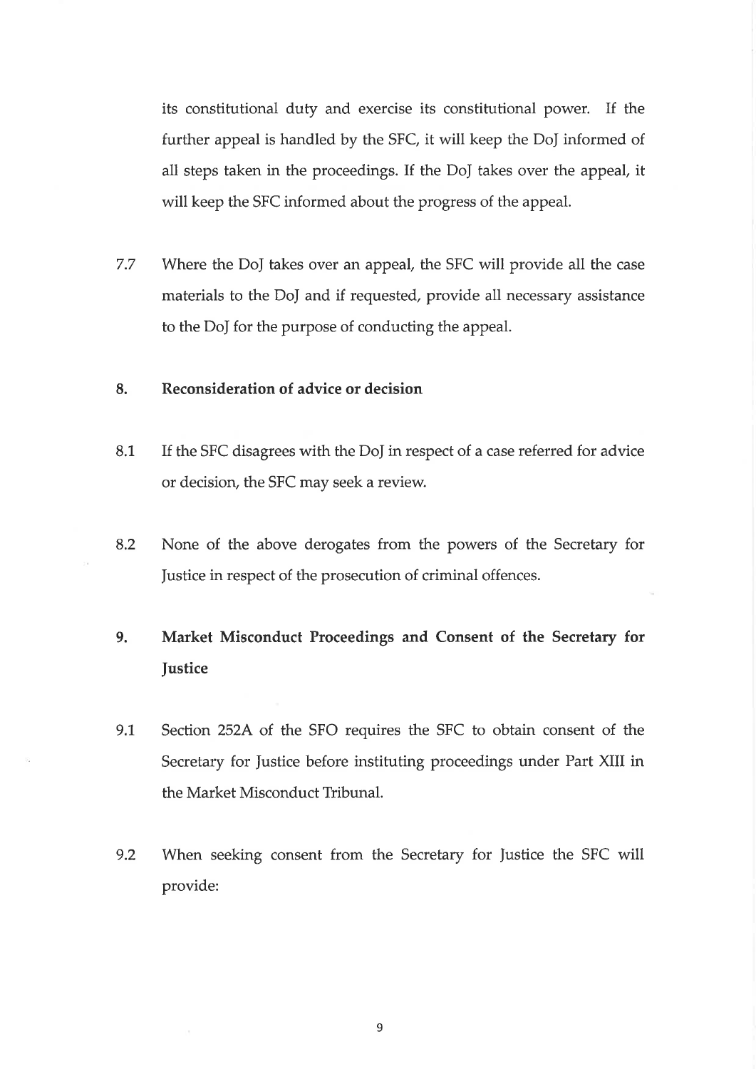its constitutional duty and exercise its constitutional power. If the further appeal is handled by the SFC, it will keep the DoJ informed of all steps taken in the proceedings. If the DoJ takes over the appeal, it will keep the SFC informed about the progress of the appeal.

7.7 Where the DoJ takes over an appeal, the SFC will provide all the case materials to the DoJ and if requested, provide all necessary assistance to the DoJ for the purpose of conducting the appeal.

## 8. Reconsideration of advice or decision

8.1 If the SFC disagrees with the DoJ in respect of a case referred for advice or decision, the SFC may seek a review.

8.2 None of the above derogates from the powers of the Secretary for Justice in respect of the prosecution of criminal offences.

## 9. Market Misconduct Proceedings and Consent of the Secretary for Justice

9.1 Section 252A of the SFO requires the SFC to obtain consent of the Secretary for Justice before instituting proceedings under Part XIII in the Market Misconduct Tribunal.

9.2 When seeking consent from the Secretary for Justice the SFC will provide: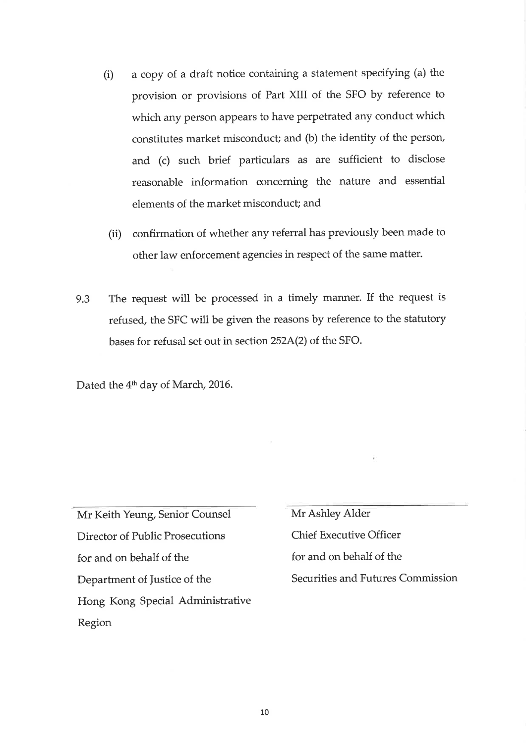(i) a copy of a draft notice containing a statement specifying (a) the provision or provisions of Part XIII of the SFO by reference to which any person appears to have perpetrated any conduct which constitutes market misconduct; and (b) the identity of the person, and (c) such brief particulars as are sufficient to disclose reasonable information concerning the nature and essential elements of the market misconduct; and

(ii) confirmation of whether any referral has previously been made to other law enforcement agencies in respect of the same matter.

9.3 The request will be processed in a timely manner. If the request is refused, the SFC will be given the reasons by reference to the statutory bases for refusal set out in section 252A(2) of the SFO.

Dated the 4th day of March, 2016.

Mr Keith Yeung, Senior Counsel
Director of Public Prosecutions
for and on behalf of the
Department of Justice of the
Hong Kong Special Administrative
Region

Mr Ashley Alder
Chief Executive Officer
for and on behalf of the
Securities and Futures Commission